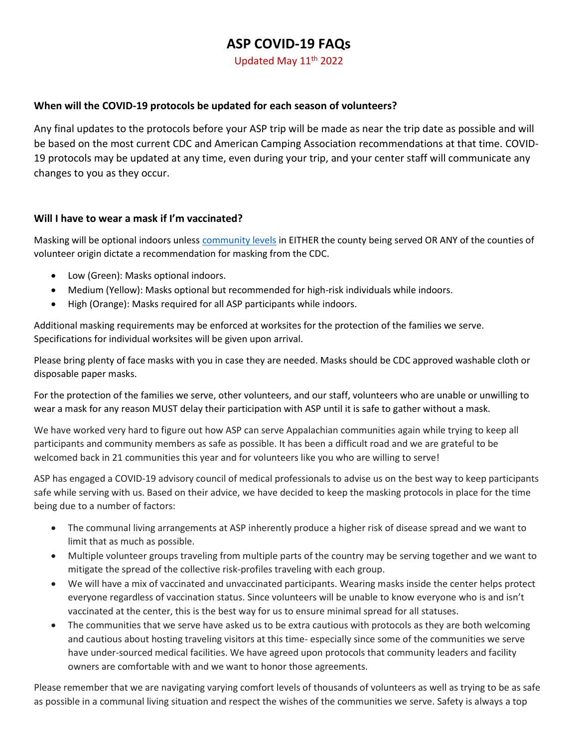# ASP COVID-19 FAQs

Updated May 11th 2022

### When will the COVID-19 protocols be updated for each season of volunteers?

Any final updates to the protocols before your ASP trip will be made as near the trip date as possible and will be based on the most current CDC and American Camping Association recommendations at that time. COVID-19 protocols may be updated at any time, even during your trip, and your center staff will communicate any changes to you as they occur.

### Will I have to wear a mask if I'm vaccinated?

Masking will be optional indoors unless community levels in EITHER the county being served OR ANY of the counties of volunteer origin dictate a recommendation for masking from the CDC.

- Low (Green): Masks optional indoors.
- Medium (Yellow): Masks optional but recommended for high-risk individuals while indoors.
- High (Orange): Masks required for all ASP participants while indoors.

Additional masking requirements may be enforced at worksites for the protection of the families we serve. Specifications for individual worksites will be given upon arrival.

Please bring plenty of face masks with you in case they are needed. Masks should be CDC approved washable cloth or disposable paper masks.

For the protection of the families we serve, other volunteers, and our staff, volunteers who are unable or unwilling to wear a mask for any reason MUST delay their participation with ASP until it is safe to gather without a mask.

We have worked very hard to figure out how ASP can serve Appalachian communities again while trying to keep all participants and community members as safe as possible. It has been a difficult road and we are grateful to be welcomed back in 21 communities this year and for volunteers like you who are willing to serve!

ASP has engaged a COVID-19 advisory council of medical professionals to advise us on the best way to keep participants safe while serving with us. Based on their advice, we have decided to keep the masking protocols in place for the time being due to a number of factors:

- The communal living arrangements at ASP inherently produce a higher risk of disease spread and we want to limit that as much as possible.
- Multiple volunteer groups traveling from multiple parts of the country may be serving together and we want to mitigate the spread of the collective risk-profiles traveling with each group.
- We will have a mix of vaccinated and unvaccinated participants. Wearing masks inside the center helps protect everyone regardless of vaccination status. Since volunteers will be unable to know everyone who is and isn't vaccinated at the center, this is the best way for us to ensure minimal spread for all statuses.
- The communities that we serve have asked us to be extra cautious with protocols as they are both welcoming and cautious about hosting traveling visitors at this time- especially since some of the communities we serve have under-sourced medical facilities. We have agreed upon protocols that community leaders and facility owners are comfortable with and we want to honor those agreements.

Please remember that we are navigating varying comfort levels of thousands of volunteers as well as trying to be as safe as possible in a communal living situation and respect the wishes of the communities we serve. Safety is always a top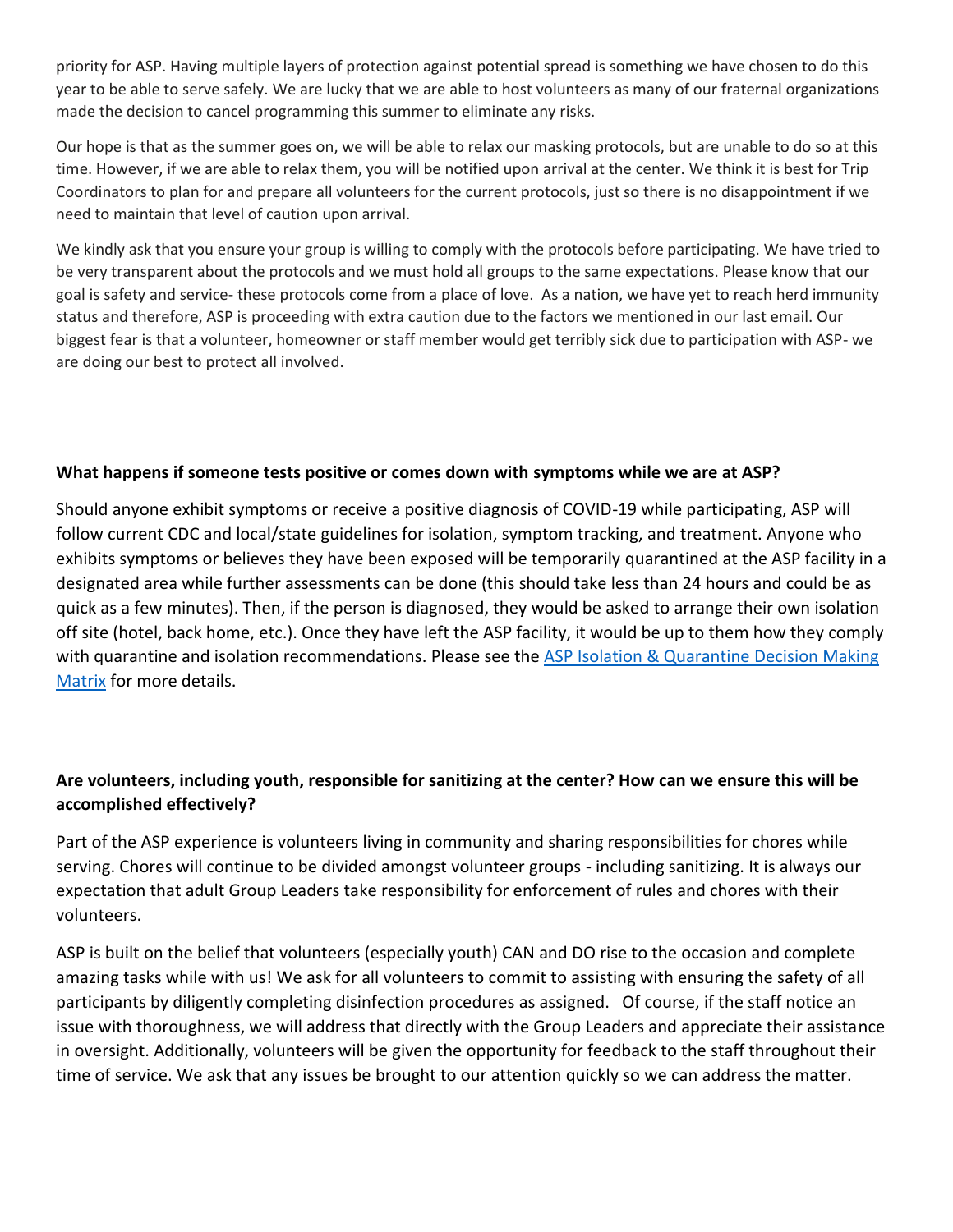priority for ASP. Having multiple layers of protection against potential spread is something we have chosen to do this year to be able to serve safely. We are lucky that we are able to host volunteers as many of our fraternal organizations made the decision to cancel programming this summer to eliminate any risks.

Our hope is that as the summer goes on, we will be able to relax our masking protocols, but are unable to do so at this time. However, if we are able to relax them, you will be notified upon arrival at the center. We think it is best for Trip Coordinators to plan for and prepare all volunteers for the current protocols, just so there is no disappointment if we need to maintain that level of caution upon arrival.

We kindly ask that you ensure your group is willing to comply with the protocols before participating. We have tried to be very transparent about the protocols and we must hold all groups to the same expectations. Please know that our goal is safety and service- these protocols come from a place of love. As a nation, we have yet to reach herd immunity status and therefore, ASP is proceeding with extra caution due to the factors we mentioned in our last email. Our biggest fear is that a volunteer, homeowner or staff member would get terribly sick due to participation with ASP- we are doing our best to protect all involved.

**What happens if someone tests positive or comes down with symptoms while we are at ASP?**

Should anyone exhibit symptoms or receive a positive diagnosis of COVID-19 while participating, ASP will follow current CDC and local/state guidelines for isolation, symptom tracking, and treatment. Anyone who exhibits symptoms or believes they have been exposed will be temporarily quarantined at the ASP facility in a designated area while further assessments can be done (this should take less than 24 hours and could be as quick as a few minutes). Then, if the person is diagnosed, they would be asked to arrange their own isolation off site (hotel, back home, etc.). Once they have left the ASP facility, it would be up to them how they comply with quarantine and isolation recommendations. Please see the ASP Isolation & Quarantine Decision Making Matrix for more details.

**Are volunteers, including youth, responsible for sanitizing at the center? How can we ensure this will be accomplished effectively?**

Part of the ASP experience is volunteers living in community and sharing responsibilities for chores while serving. Chores will continue to be divided amongst volunteer groups - including sanitizing. It is always our expectation that adult Group Leaders take responsibility for enforcement of rules and chores with their volunteers.

ASP is built on the belief that volunteers (especially youth) CAN and DO rise to the occasion and complete amazing tasks while with us! We ask for all volunteers to commit to assisting with ensuring the safety of all participants by diligently completing disinfection procedures as assigned. Of course, if the staff notice an issue with thoroughness, we will address that directly with the Group Leaders and appreciate their assistance in oversight. Additionally, volunteers will be given the opportunity for feedback to the staff throughout their time of service. We ask that any issues be brought to our attention quickly so we can address the matter.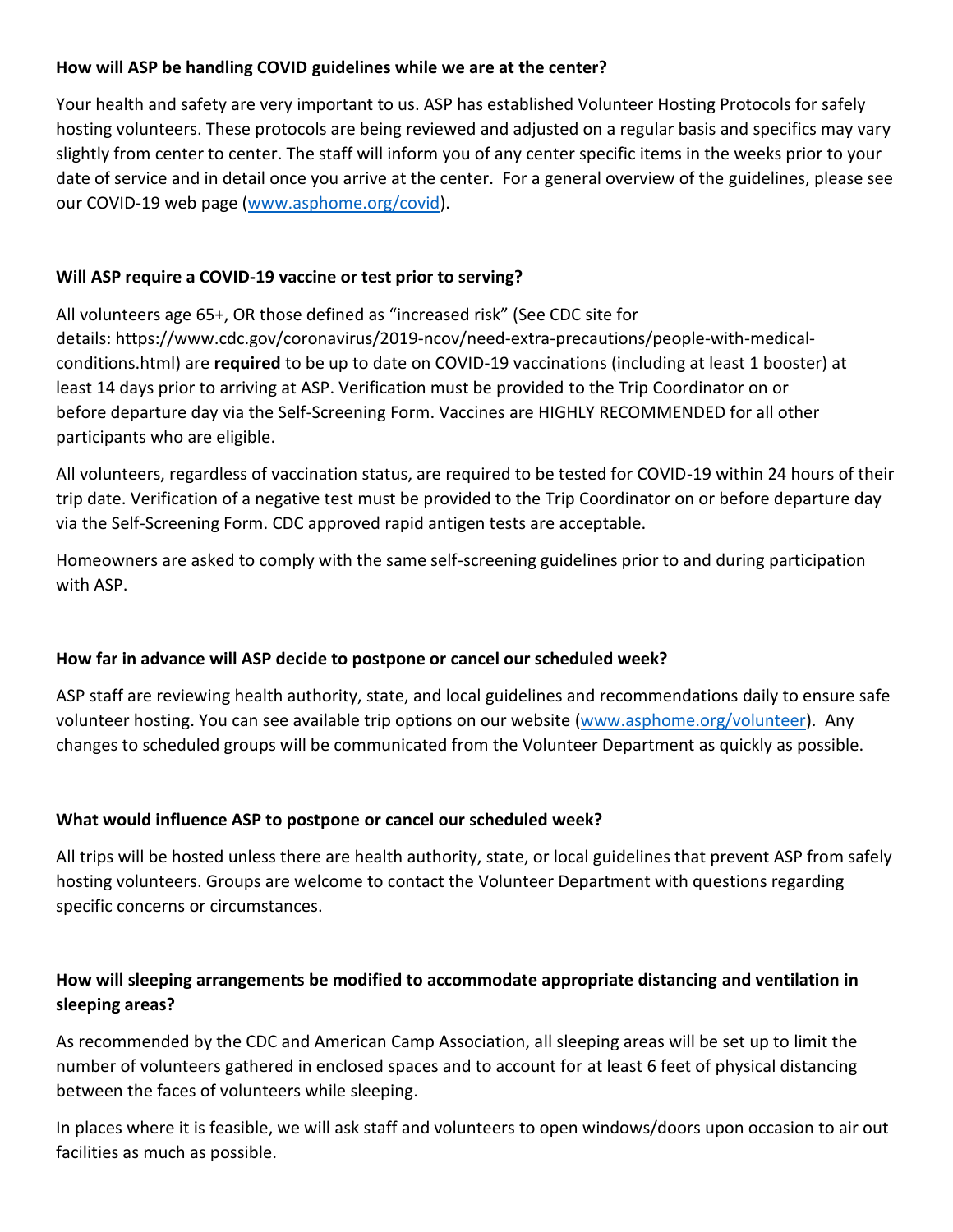**How will ASP be handling COVID guidelines while we are at the center?**

Your health and safety are very important to us. ASP has established Volunteer Hosting Protocols for safely hosting volunteers. These protocols are being reviewed and adjusted on a regular basis and specifics may vary slightly from center to center. The staff will inform you of any center specific items in the weeks prior to your date of service and in detail once you arrive at the center. For a general overview of the guidelines, please see our COVID-19 web page ([www.asphome.org/covid](www.asphome.org/covid)).

**Will ASP require a COVID-19 vaccine or test prior to serving?**

All volunteers age 65+, OR those defined as "increased risk" (See CDC site for details: https://www.cdc.gov/coronavirus/2019-ncov/need-extra-precautions/people-with-medical-conditions.html) are **required** to be up to date on COVID-19 vaccinations (including at least 1 booster) at least 14 days prior to arriving at ASP. Verification must be provided to the Trip Coordinator on or before departure day via the Self-Screening Form. Vaccines are HIGHLY RECOMMENDED for all other participants who are eligible.

All volunteers, regardless of vaccination status, are required to be tested for COVID-19 within 24 hours of their trip date. Verification of a negative test must be provided to the Trip Coordinator on or before departure day via the Self-Screening Form. CDC approved rapid antigen tests are acceptable.

Homeowners are asked to comply with the same self-screening guidelines prior to and during participation with ASP.

**How far in advance will ASP decide to postpone or cancel our scheduled week?**

ASP staff are reviewing health authority, state, and local guidelines and recommendations daily to ensure safe volunteer hosting. You can see available trip options on our website ([www.asphome.org/volunteer](www.asphome.org/volunteer)). Any changes to scheduled groups will be communicated from the Volunteer Department as quickly as possible.

**What would influence ASP to postpone or cancel our scheduled week?**

All trips will be hosted unless there are health authority, state, or local guidelines that prevent ASP from safely hosting volunteers. Groups are welcome to contact the Volunteer Department with questions regarding specific concerns or circumstances.

**How will sleeping arrangements be modified to accommodate appropriate distancing and ventilation in sleeping areas?**

As recommended by the CDC and American Camp Association, all sleeping areas will be set up to limit the number of volunteers gathered in enclosed spaces and to account for at least 6 feet of physical distancing between the faces of volunteers while sleeping.

In places where it is feasible, we will ask staff and volunteers to open windows/doors upon occasion to air out facilities as much as possible.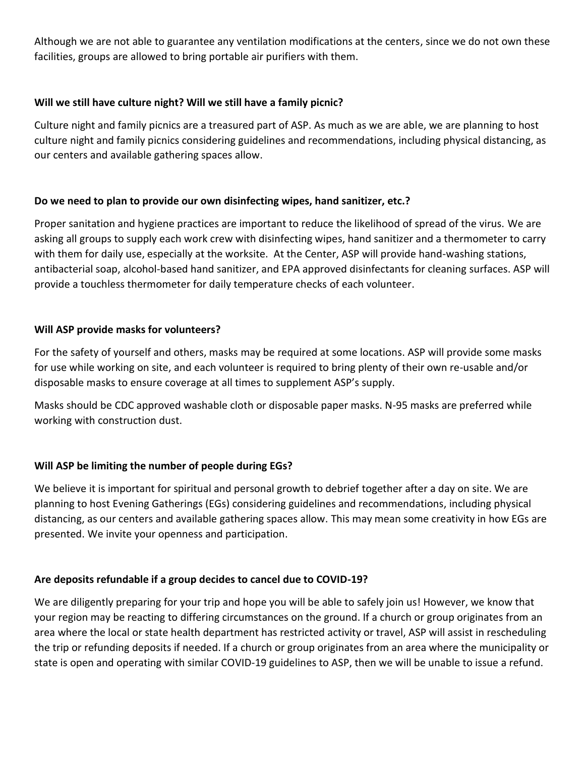Although we are not able to guarantee any ventilation modifications at the centers, since we do not own these facilities, groups are allowed to bring portable air purifiers with them.

**Will we still have culture night? Will we still have a family picnic?**

Culture night and family picnics are a treasured part of ASP. As much as we are able, we are planning to host culture night and family picnics considering guidelines and recommendations, including physical distancing, as our centers and available gathering spaces allow.

**Do we need to plan to provide our own disinfecting wipes, hand sanitizer, etc.?**

Proper sanitation and hygiene practices are important to reduce the likelihood of spread of the virus. We are asking all groups to supply each work crew with disinfecting wipes, hand sanitizer and a thermometer to carry with them for daily use, especially at the worksite. At the Center, ASP will provide hand-washing stations, antibacterial soap, alcohol-based hand sanitizer, and EPA approved disinfectants for cleaning surfaces. ASP will provide a touchless thermometer for daily temperature checks of each volunteer.

**Will ASP provide masks for volunteers?**

For the safety of yourself and others, masks may be required at some locations. ASP will provide some masks for use while working on site, and each volunteer is required to bring plenty of their own re-usable and/or disposable masks to ensure coverage at all times to supplement ASP's supply.

Masks should be CDC approved washable cloth or disposable paper masks. N-95 masks are preferred while working with construction dust.

**Will ASP be limiting the number of people during EGs?**

We believe it is important for spiritual and personal growth to debrief together after a day on site. We are planning to host Evening Gatherings (EGs) considering guidelines and recommendations, including physical distancing, as our centers and available gathering spaces allow. This may mean some creativity in how EGs are presented. We invite your openness and participation.

**Are deposits refundable if a group decides to cancel due to COVID-19?**

We are diligently preparing for your trip and hope you will be able to safely join us! However, we know that your region may be reacting to differing circumstances on the ground. If a church or group originates from an area where the local or state health department has restricted activity or travel, ASP will assist in rescheduling the trip or refunding deposits if needed. If a church or group originates from an area where the municipality or state is open and operating with similar COVID-19 guidelines to ASP, then we will be unable to issue a refund.